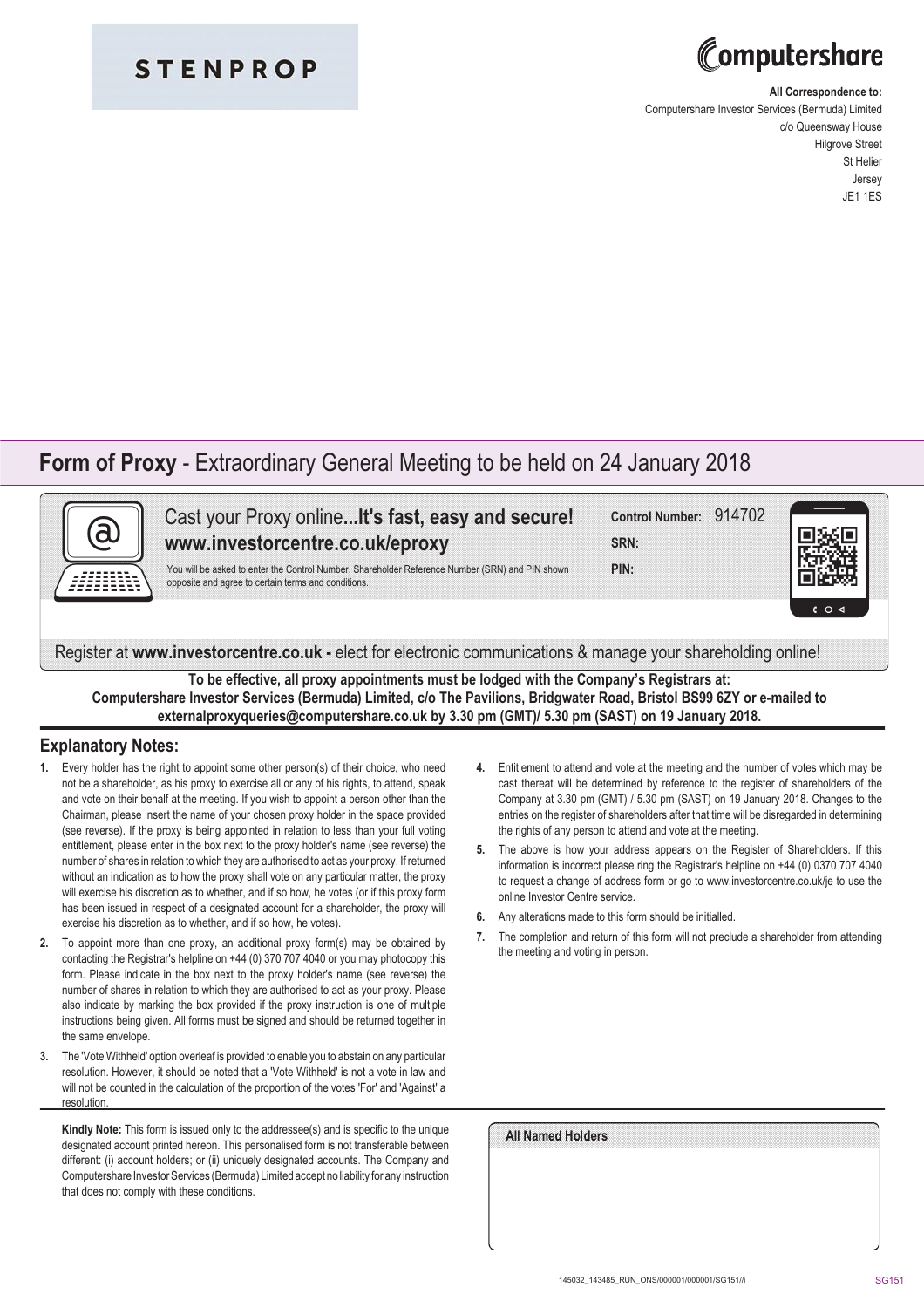STENPROP

Computershare

**All Correspondence to:**
Computershare Investor Services (Bermuda) Limited
c/o Queensway House
Hilgrove Street
St Helier
Jersey
JE1 1ES

# **Form of Proxy** - Extraordinary General Meeting to be held on 24 January 2018

Cast your Proxy online...**It's fast, easy and secure!**
**www.investorcentre.co.uk/eproxy**

You will be asked to enter the Control Number, Shareholder Reference Number (SRN) and PIN shown opposite and agree to certain terms and conditions.

**Control Number:** 914702
**SRN:**
**PIN:**

Register at **www.investorcentre.co.uk** - elect for electronic communications & manage your shareholding online!

**To be effective, all proxy appointments must be lodged with the Company's Registrars at:**
**Computershare Investor Services (Bermuda) Limited, c/o The Pavilions, Bridgwater Road, Bristol BS99 6ZY or e-mailed to externalproxyqueries@computershare.co.uk by 3.30 pm (GMT)/ 5.30 pm (SAST) on 19 January 2018.**

## Explanatory Notes:

1. Every holder has the right to appoint some other person(s) of their choice, who need not be a shareholder, as his proxy to exercise all or any of his rights, to attend, speak and vote on their behalf at the meeting. If you wish to appoint a person other than the Chairman, please insert the name of your chosen proxy holder in the space provided (see reverse). If the proxy is being appointed in relation to less than your full voting entitlement, please enter in the box next to the proxy holder's name (see reverse) the number of shares in relation to which they are authorised to act as your proxy. If returned without an indication as to how the proxy shall vote on any particular matter, the proxy will exercise his discretion as to whether, and if so how, he votes (or if this proxy form has been issued in respect of a designated account for a shareholder, the proxy will exercise his discretion as to whether, and if so how, he votes).
2. To appoint more than one proxy, an additional proxy form(s) may be obtained by contacting the Registrar's helpline on +44 (0) 370 707 4040 or you may photocopy this form. Please indicate in the box next to the proxy holder's name (see reverse) the number of shares in relation to which they are authorised to act as your proxy. Please also indicate by marking the box provided if the proxy instruction is one of multiple instructions being given. All forms must be signed and should be returned together in the same envelope.
3. The 'Vote Withheld' option overleaf is provided to enable you to abstain on any particular resolution. However, it should be noted that a 'Vote Withheld' is not a vote in law and will not be counted in the calculation of the proportion of the votes 'For' and 'Against' a resolution.
4. Entitlement to attend and vote at the meeting and the number of votes which may be cast thereat will be determined by reference to the register of shareholders of the Company at 3.30 pm (GMT) / 5.30 pm (SAST) on 19 January 2018. Changes to the entries on the register of shareholders after that time will be disregarded in determining the rights of any person to attend and vote at the meeting.
5. The above is how your address appears on the Register of Shareholders. If this information is incorrect please ring the Registrar's helpline on +44 (0) 0370 707 4040 to request a change of address form or go to www.investorcentre.co.uk/je to use the online Investor Centre service.
6. Any alterations made to this form should be initialled.
7. The completion and return of this form will not preclude a shareholder from attending the meeting and voting in person.

**Kindly Note:** This form is issued only to the addressee(s) and is specific to the unique designated account printed hereon. This personalised form is not transferable between different: (i) account holders; or (ii) uniquely designated accounts. The Company and Computershare Investor Services (Bermuda) Limited accept no liability for any instruction that does not comply with these conditions.

**All Named Holders**

145032_143485_RUN_ONS/000001/000001/SG151//i SG151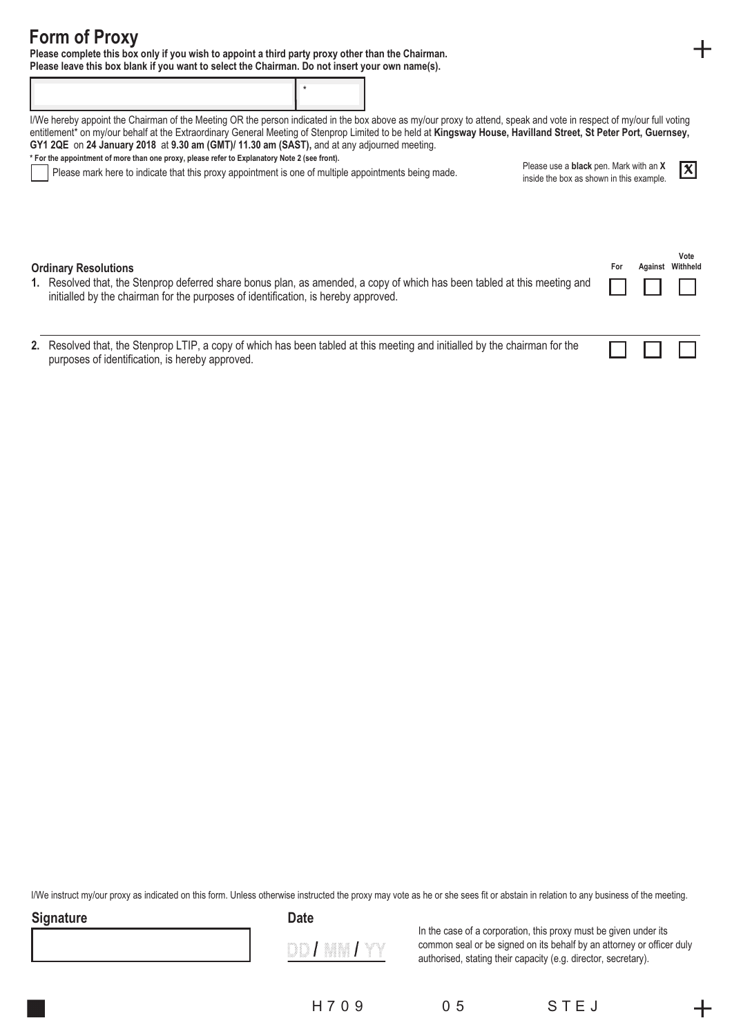# Form of Proxy

**Please complete this box only if you wish to appoint a third party proxy other than the Chairman.**
**Please leave this box blank if you want to select the Chairman. Do not insert your own name(s).**

| | * |
|---|---|
| | |

I/We hereby appoint the Chairman of the Meeting OR the person indicated in the box above as my/our proxy to attend, speak and vote in respect of my/our full voting entitlement* on my/our behalf at the Extraordinary General Meeting of Stenprop Limited to be held at **Kingsway House, Havilland Street, St Peter Port, Guernsey, GY1 2QE** on **24 January 2018** at **9.30 am (GMT)/ 11.30 am (SAST),** and at any adjourned meeting.

**\* For the appointment of more than one proxy, please refer to Explanatory Note 2 (see front).**

☐ Please mark here to indicate that this proxy appointment is one of multiple appointments being made.

Please use a **black** pen. Mark with an **X** inside the box as shown in this example. ☒

| Ordinary Resolutions | For | Against | Vote Withheld |
|---|---|---|---|
| **1.** Resolved that, the Stenprop deferred share bonus plan, as amended, a copy of which has been tabled at this meeting and initialled by the chairman for the purposes of identification, is hereby approved. | ☐ | ☐ | ☐ |
| **2.** Resolved that, the Stenprop LTIP, a copy of which has been tabled at this meeting and initialled by the chairman for the purposes of identification, is hereby approved. | ☐ | ☐ | ☐ |

I/We instruct my/our proxy as indicated on this form. Unless otherwise instructed the proxy may vote as he or she sees fit or abstain in relation to any business of the meeting.

**Signature**

**Date**

DD / MM / YY

In the case of a corporation, this proxy must be given under its common seal or be signed on its behalf by an attorney or officer duly authorised, stating their capacity (e.g. director, secretary).

H709 05 STEJ